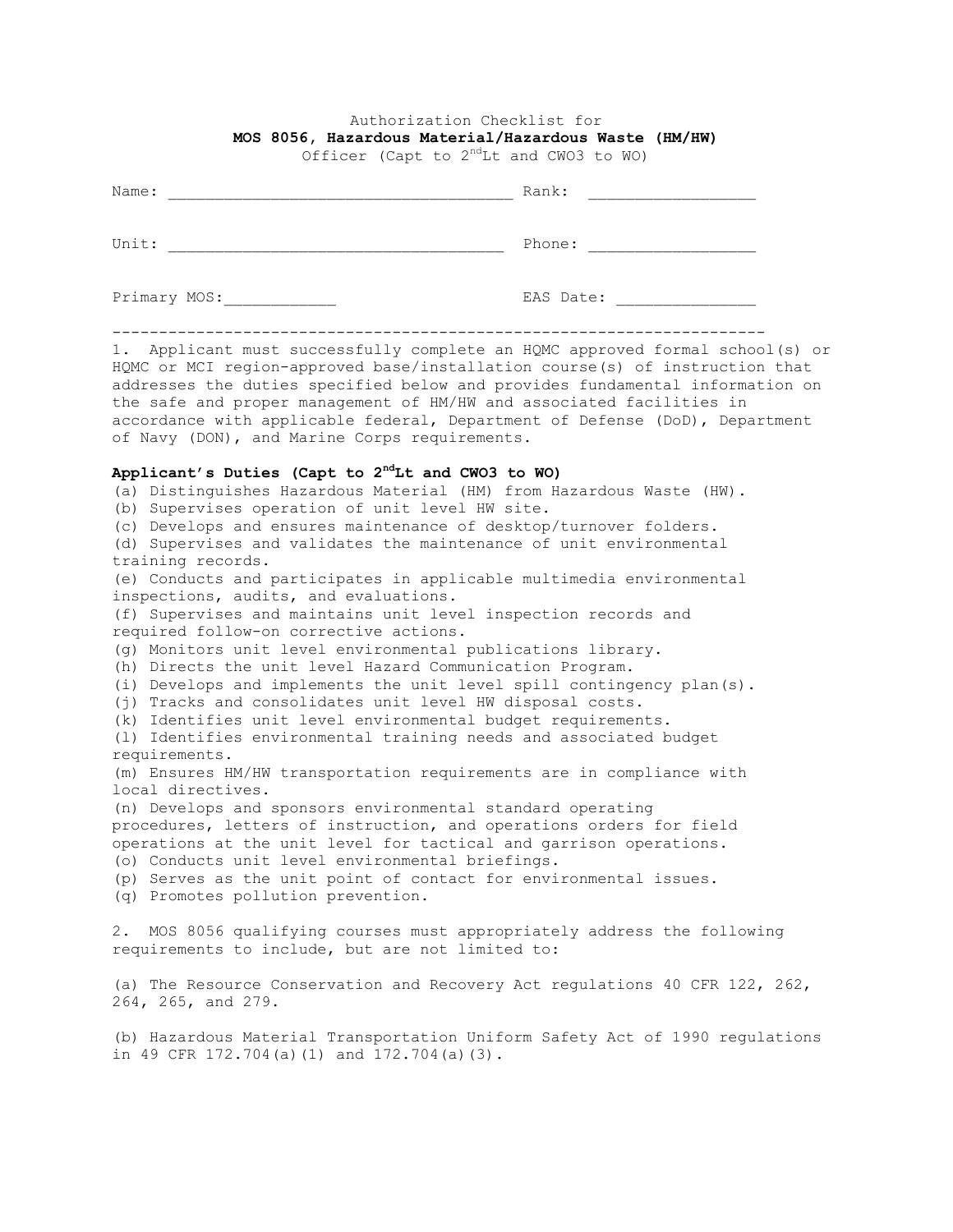Authorization Checklist for

**MOS 8056, Hazardous Material/Hazardous Waste (HM/HW)**

Officer (Capt to 2nd Lt and CWO3 to WO)

Name: ____________________________________ Rank: _________________

Unit: ___________________________________ Phone: _________________

Primary MOS:____________ EAS Date: ______________

---

1. Applicant must successfully complete an HQMC approved formal school(s) or HQMC or MCI region-approved base/installation course(s) of instruction that addresses the duties specified below and provides fundamental information on the safe and proper management of HM/HW and associated facilities in accordance with applicable federal, Department of Defense (DoD), Department of Navy (DON), and Marine Corps requirements.

**Applicant's Duties (Capt to 2nd Lt and CWO3 to WO)**

(a) Distinguishes Hazardous Material (HM) from Hazardous Waste (HW).
(b) Supervises operation of unit level HW site.
(c) Develops and ensures maintenance of desktop/turnover folders.
(d) Supervises and validates the maintenance of unit environmental training records.
(e) Conducts and participates in applicable multimedia environmental inspections, audits, and evaluations.
(f) Supervises and maintains unit level inspection records and required follow-on corrective actions.
(g) Monitors unit level environmental publications library.
(h) Directs the unit level Hazard Communication Program.
(i) Develops and implements the unit level spill contingency plan(s).
(j) Tracks and consolidates unit level HW disposal costs.
(k) Identifies unit level environmental budget requirements.
(l) Identifies environmental training needs and associated budget requirements.
(m) Ensures HM/HW transportation requirements are in compliance with local directives.
(n) Develops and sponsors environmental standard operating procedures, letters of instruction, and operations orders for field operations at the unit level for tactical and garrison operations.
(o) Conducts unit level environmental briefings.
(p) Serves as the unit point of contact for environmental issues.
(q) Promotes pollution prevention.

2. MOS 8056 qualifying courses must appropriately address the following requirements to include, but are not limited to:

(a) The Resource Conservation and Recovery Act regulations 40 CFR 122, 262, 264, 265, and 279.

(b) Hazardous Material Transportation Uniform Safety Act of 1990 regulations in 49 CFR 172.704(a)(1) and 172.704(a)(3).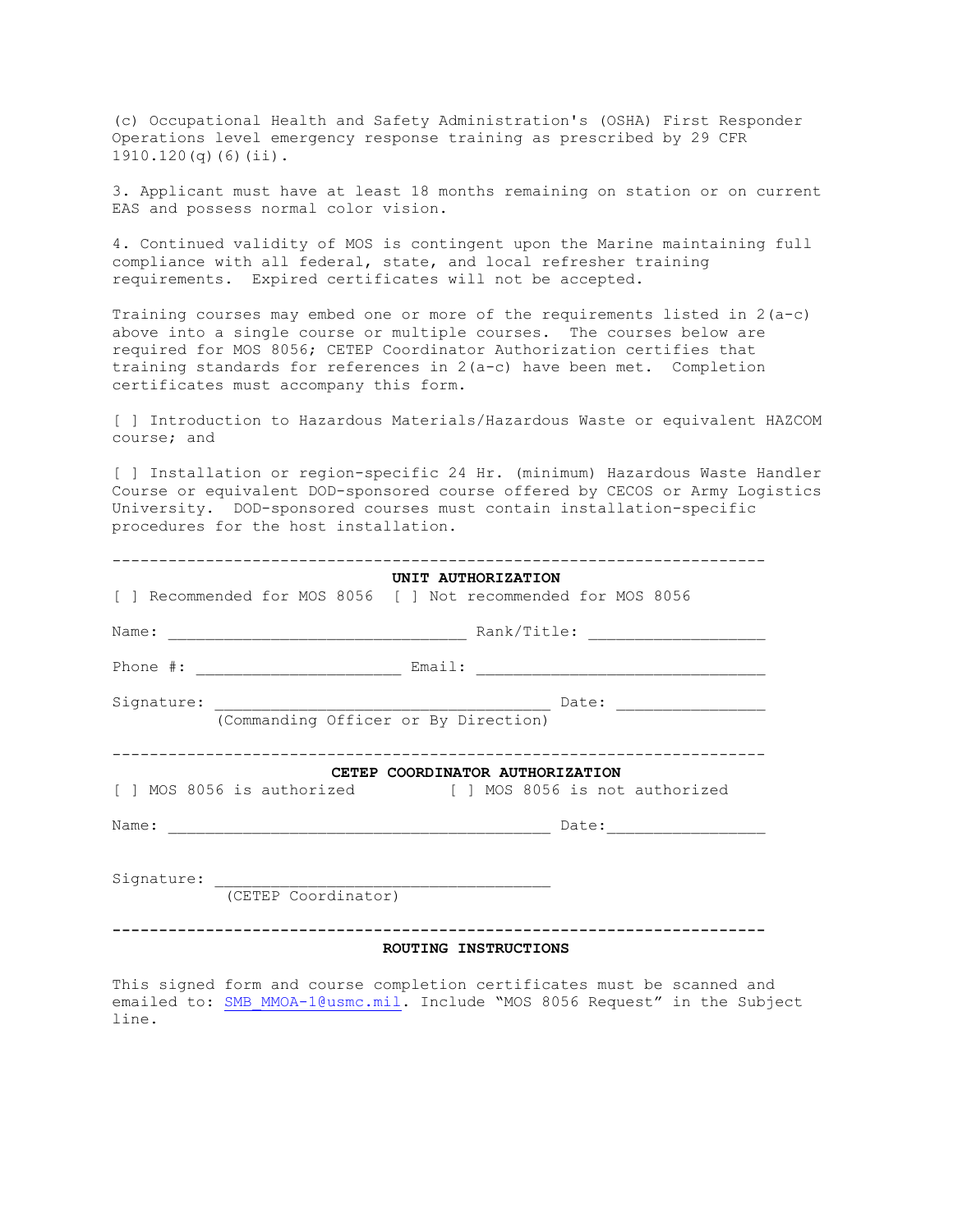(c) Occupational Health and Safety Administration's (OSHA) First Responder Operations level emergency response training as prescribed by 29 CFR 1910.120(q)(6)(ii).

3. Applicant must have at least 18 months remaining on station or on current EAS and possess normal color vision.

4. Continued validity of MOS is contingent upon the Marine maintaining full compliance with all federal, state, and local refresher training requirements. Expired certificates will not be accepted.

Training courses may embed one or more of the requirements listed in 2(a-c) above into a single course or multiple courses. The courses below are required for MOS 8056; CETEP Coordinator Authorization certifies that training standards for references in 2(a-c) have been met. Completion certificates must accompany this form.

[ ] Introduction to Hazardous Materials/Hazardous Waste or equivalent HAZCOM course; and

[ ] Installation or region-specific 24 Hr. (minimum) Hazardous Waste Handler Course or equivalent DOD-sponsored course offered by CECOS or Army Logistics University. DOD-sponsored courses must contain installation-specific procedures for the host installation.

---

**UNIT AUTHORIZATION**

[ ] Recommended for MOS 8056 [ ] Not recommended for MOS 8056

Name: ______________________________ Rank/Title: __________________

Phone #: ____________________ Email: ______________________________

Signature: __________________________________ Date: _______________
(Commanding Officer or By Direction)

---

**CETEP COORDINATOR AUTHORIZATION**

[ ] MOS 8056 is authorized [ ] MOS 8056 is not authorized

Name: ________________________________________ Date:________________

Signature: __________________________________
(CETEP Coordinator)

---

**ROUTING INSTRUCTIONS**

This signed form and course completion certificates must be scanned and emailed to: SMB_MMOA-1@usmc.mil. Include "MOS 8056 Request" in the Subject line.